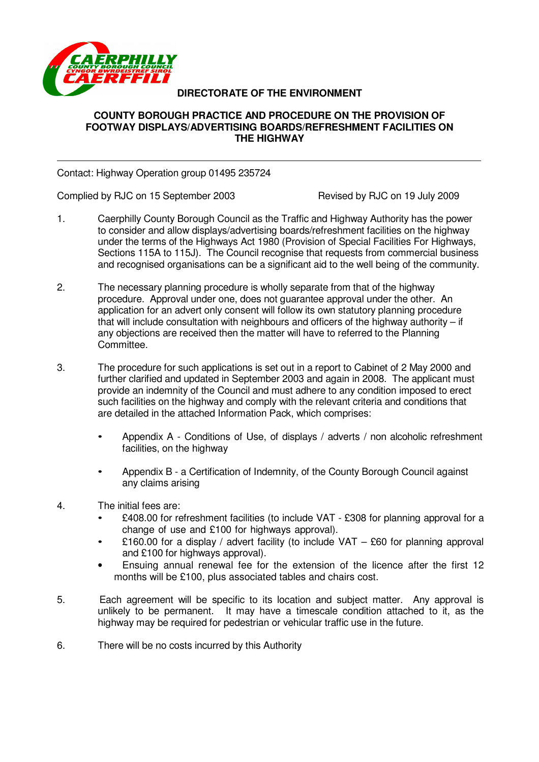CAERPHILLY COUNTY BOROUGH COUNCIL
CYNGOR BWRDEISTREF SIROL CAERFFILI

**DIRECTORATE OF THE ENVIRONMENT**

# COUNTY BOROUGH PRACTICE AND PROCEDURE ON THE PROVISION OF FOOTWAY DISPLAYS/ADVERTISING BOARDS/REFRESHMENT FACILITIES ON THE HIGHWAY

---

Contact: Highway Operation group 01495 235724

Complied by RJC on 15 September 2003 — Revised by RJC on 19 July 2009

1. Caerphilly County Borough Council as the Traffic and Highway Authority has the power to consider and allow displays/advertising boards/refreshment facilities on the highway under the terms of the Highways Act 1980 (Provision of Special Facilities For Highways, Sections 115A to 115J). The Council recognise that requests from commercial business and recognised organisations can be a significant aid to the well being of the community.

2. The necessary planning procedure is wholly separate from that of the highway procedure. Approval under one, does not guarantee approval under the other. An application for an advert only consent will follow its own statutory planning procedure that will include consultation with neighbours and officers of the highway authority – if any objections are received then the matter will have to referred to the Planning Committee.

3. The procedure for such applications is set out in a report to Cabinet of 2 May 2000 and further clarified and updated in September 2003 and again in 2008. The applicant must provide an indemnity of the Council and must adhere to any condition imposed to erect such facilities on the highway and comply with the relevant criteria and conditions that are detailed in the attached Information Pack, which comprises:

   - Appendix A - Conditions of Use, of displays / adverts / non alcoholic refreshment facilities, on the highway
   - Appendix B - a Certification of Indemnity, of the County Borough Council against any claims arising

4. The initial fees are:
   - £408.00 for refreshment facilities (to include VAT - £308 for planning approval for a change of use and £100 for highways approval).
   - £160.00 for a display / advert facility (to include VAT – £60 for planning approval and £100 for highways approval).
   - Ensuing annual renewal fee for the extension of the licence after the first 12 months will be £100, plus associated tables and chairs cost.

5. Each agreement will be specific to its location and subject matter. Any approval is unlikely to be permanent. It may have a timescale condition attached to it, as the highway may be required for pedestrian or vehicular traffic use in the future.

6. There will be no costs incurred by this Authority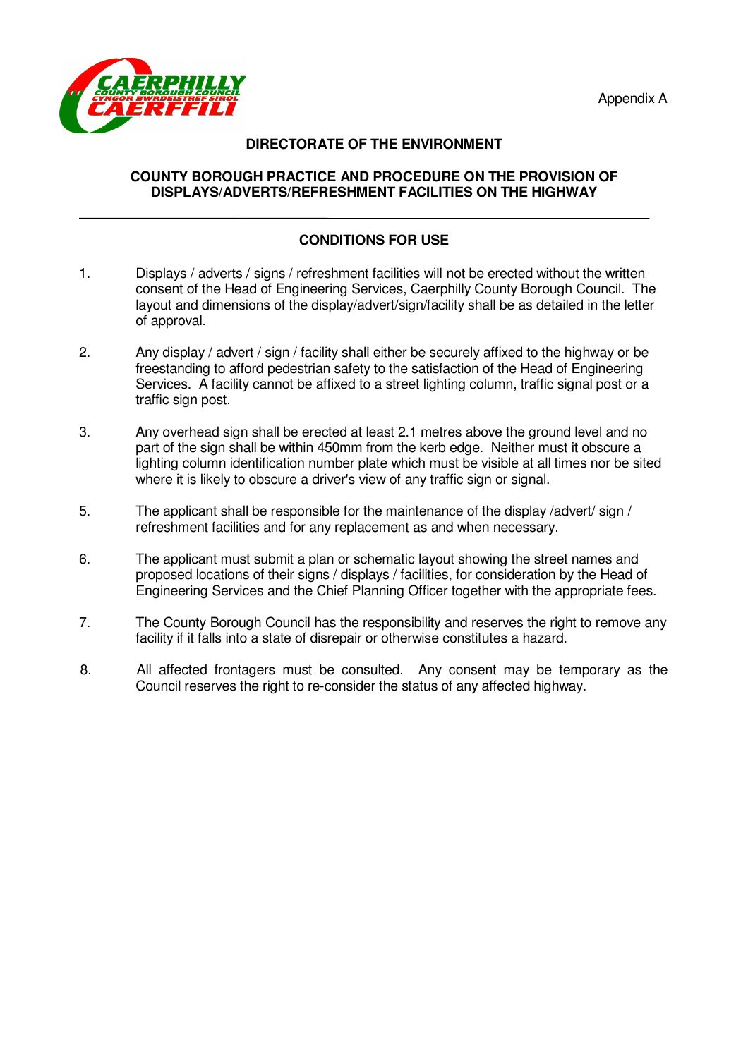Appendix A

**DIRECTORATE OF THE ENVIRONMENT**

**COUNTY BOROUGH PRACTICE AND PROCEDURE ON THE PROVISION OF DISPLAYS/ADVERTS/REFRESHMENT FACILITIES ON THE HIGHWAY**

---

**CONDITIONS FOR USE**

1. Displays / adverts / signs / refreshment facilities will not be erected without the written consent of the Head of Engineering Services, Caerphilly County Borough Council. The layout and dimensions of the display/advert/sign/facility shall be as detailed in the letter of approval.

2. Any display / advert / sign / facility shall either be securely affixed to the highway or be freestanding to afford pedestrian safety to the satisfaction of the Head of Engineering Services. A facility cannot be affixed to a street lighting column, traffic signal post or a traffic sign post.

3. Any overhead sign shall be erected at least 2.1 metres above the ground level and no part of the sign shall be within 450mm from the kerb edge. Neither must it obscure a lighting column identification number plate which must be visible at all times nor be sited where it is likely to obscure a driver's view of any traffic sign or signal.

5. The applicant shall be responsible for the maintenance of the display /advert/ sign / refreshment facilities and for any replacement as and when necessary.

6. The applicant must submit a plan or schematic layout showing the street names and proposed locations of their signs / displays / facilities, for consideration by the Head of Engineering Services and the Chief Planning Officer together with the appropriate fees.

7. The County Borough Council has the responsibility and reserves the right to remove any facility if it falls into a state of disrepair or otherwise constitutes a hazard.

8. All affected frontagers must be consulted. Any consent may be temporary as the Council reserves the right to re-consider the status of any affected highway.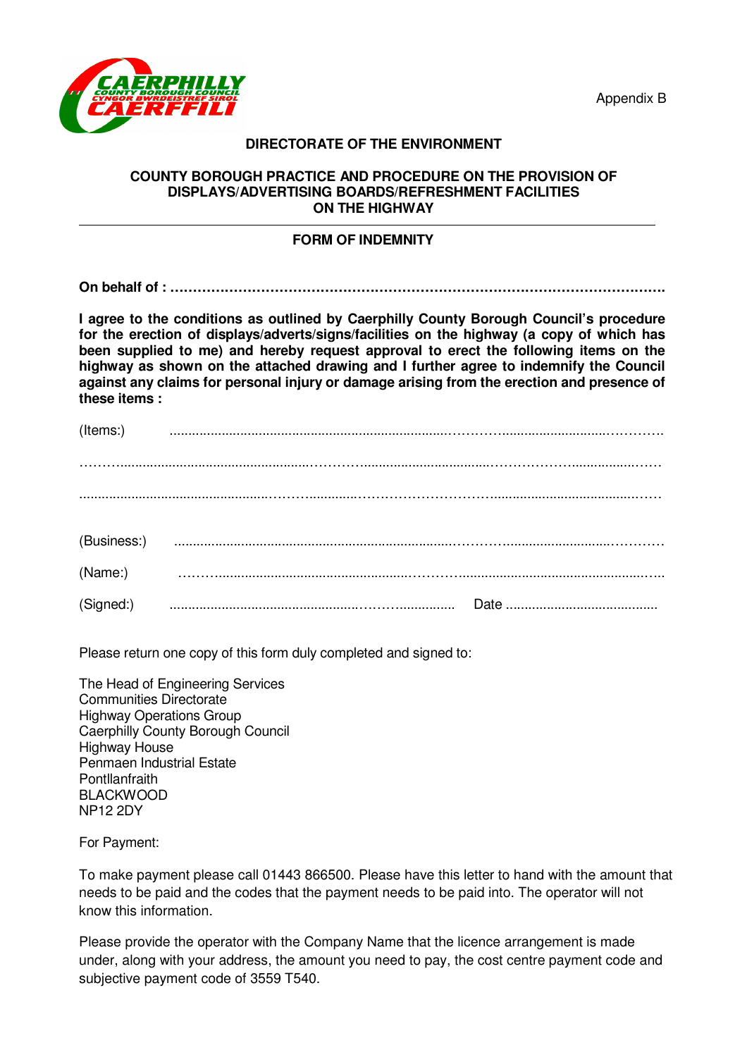Appendix B

**DIRECTORATE OF THE ENVIRONMENT**

**COUNTY BOROUGH PRACTICE AND PROCEDURE ON THE PROVISION OF DISPLAYS/ADVERTISING BOARDS/REFRESHMENT FACILITIES ON THE HIGHWAY**

---

**FORM OF INDEMNITY**

**On behalf of : ……………………………………………………………………………………………**

**I agree to the conditions as outlined by Caerphilly County Borough Council's procedure for the erection of displays/adverts/signs/facilities on the highway (a copy of which has been supplied to me) and hereby request approval to erect the following items on the highway as shown on the attached drawing and I further agree to indemnify the Council against any claims for personal injury or damage arising from the erection and presence of these items :**

(Items:) ……………………………………………………………………………………………

……………………………………………………………………………………………………

……………………………………………………………………………………………………

(Business:) ……………………………………………………………………………………………

(Name:) ……………………………………………………………………………………………

(Signed:) …………………………………………………… Date ………………………………

Please return one copy of this form duly completed and signed to:

The Head of Engineering Services
Communities Directorate
Highway Operations Group
Caerphilly County Borough Council
Highway House
Penmaen Industrial Estate
Pontllanfraith
BLACKWOOD
NP12 2DY

For Payment:

To make payment please call 01443 866500. Please have this letter to hand with the amount that needs to be paid and the codes that the payment needs to be paid into. The operator will not know this information.

Please provide the operator with the Company Name that the licence arrangement is made under, along with your address, the amount you need to pay, the cost centre payment code and subjective payment code of 3559 T540.